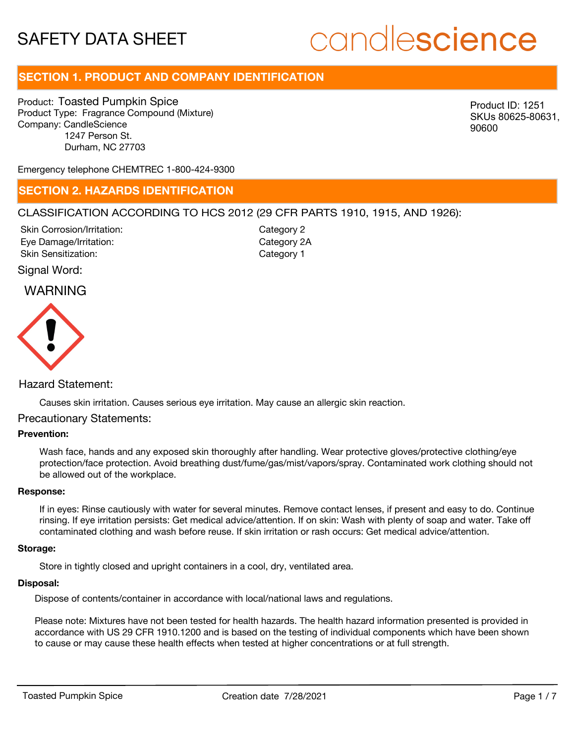# SAFETY DATA SHEET

candlescience

## SECTION 1. PRODUCT AND COMPANY IDENTIFICATION

Product: Toasted Pumpkin Spice
Product Type: Fragrance Compound (Mixture)
Company: CandleScience
1247 Person St.
Durham, NC 27703

Product ID: 1251
SKUs 80625-80631, 90600

Emergency telephone CHEMTREC 1-800-424-9300

## SECTION 2. HAZARDS IDENTIFICATION

CLASSIFICATION ACCORDING TO HCS 2012 (29 CFR PARTS 1910, 1915, AND 1926):

| | |
|---|---|
| Skin Corrosion/Irritation: | Category 2 |
| Eye Damage/Irritation: | Category 2A |
| Skin Sensitization: | Category 1 |

Signal Word:

WARNING

Hazard Statement:

Causes skin irritation. Causes serious eye irritation. May cause an allergic skin reaction.

Precautionary Statements:

**Prevention:**

Wash face, hands and any exposed skin thoroughly after handling. Wear protective gloves/protective clothing/eye protection/face protection. Avoid breathing dust/fume/gas/mist/vapors/spray. Contaminated work clothing should not be allowed out of the workplace.

**Response:**

If in eyes: Rinse cautiously with water for several minutes. Remove contact lenses, if present and easy to do. Continue rinsing. If eye irritation persists: Get medical advice/attention. If on skin: Wash with plenty of soap and water. Take off contaminated clothing and wash before reuse. If skin irritation or rash occurs: Get medical advice/attention.

**Storage:**

Store in tightly closed and upright containers in a cool, dry, ventilated area.

**Disposal:**

Dispose of contents/container in accordance with local/national laws and regulations.

Please note: Mixtures have not been tested for health hazards. The health hazard information presented is provided in accordance with US 29 CFR 1910.1200 and is based on the testing of individual components which have been shown to cause or may cause these health effects when tested at higher concentrations or at full strength.

Toasted Pumpkin Spice Creation date 7/28/2021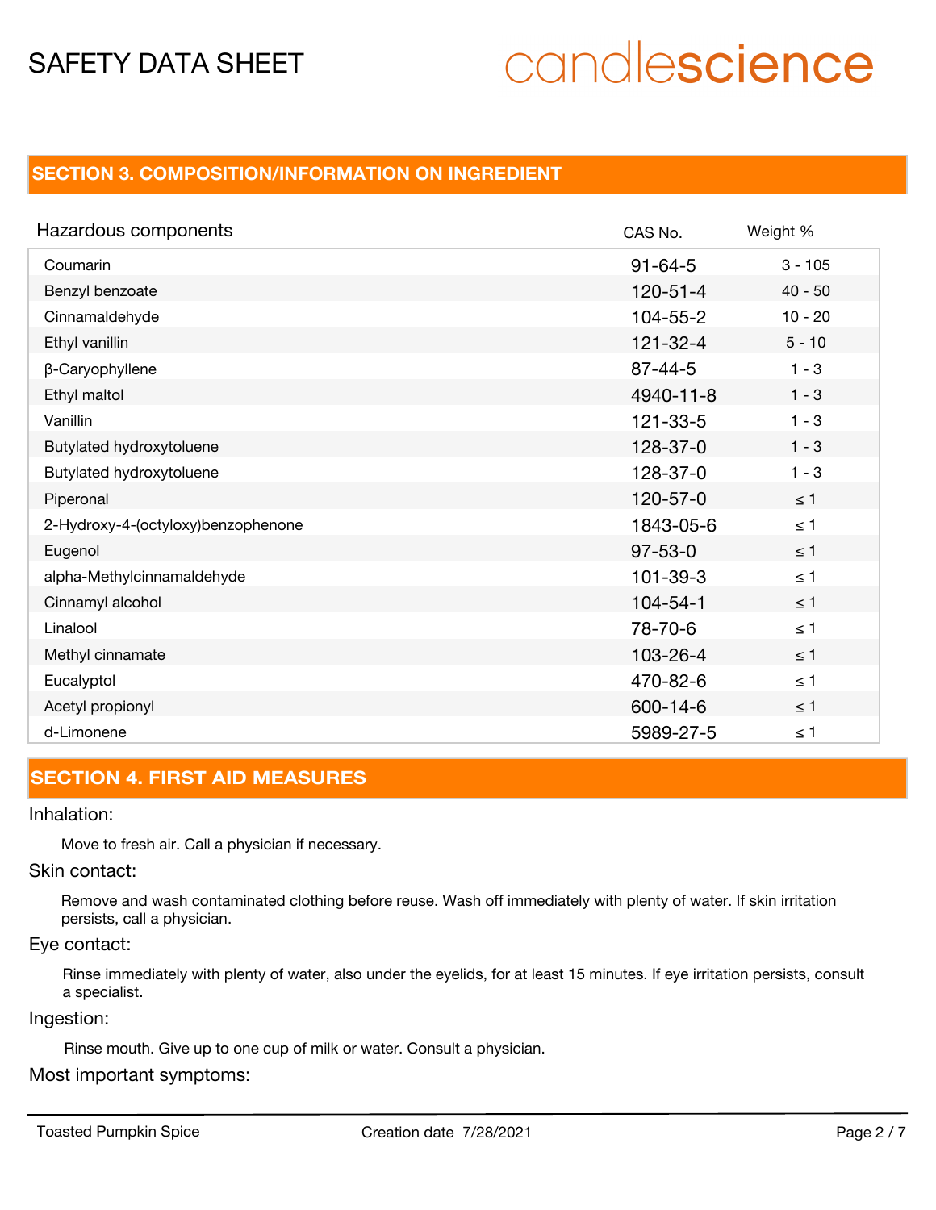## SECTION 3. COMPOSITION/INFORMATION ON INGREDIENT

| Hazardous components | CAS No. | Weight % |
|---|---|---|
| Coumarin | 91-64-5 | 3 - 105 |
| Benzyl benzoate | 120-51-4 | 40 - 50 |
| Cinnamaldehyde | 104-55-2 | 10 - 20 |
| Ethyl vanillin | 121-32-4 | 5 - 10 |
| β-Caryophyllene | 87-44-5 | 1 - 3 |
| Ethyl maltol | 4940-11-8 | 1 - 3 |
| Vanillin | 121-33-5 | 1 - 3 |
| Butylated hydroxytoluene | 128-37-0 | 1 - 3 |
| Butylated hydroxytoluene | 128-37-0 | 1 - 3 |
| Piperonal | 120-57-0 | ≤ 1 |
| 2-Hydroxy-4-(octyloxy)benzophenone | 1843-05-6 | ≤ 1 |
| Eugenol | 97-53-0 | ≤ 1 |
| alpha-Methylcinnamaldehyde | 101-39-3 | ≤ 1 |
| Cinnamyl alcohol | 104-54-1 | ≤ 1 |
| Linalool | 78-70-6 | ≤ 1 |
| Methyl cinnamate | 103-26-4 | ≤ 1 |
| Eucalyptol | 470-82-6 | ≤ 1 |
| Acetyl propionyl | 600-14-6 | ≤ 1 |
| d-Limonene | 5989-27-5 | ≤ 1 |

## SECTION 4. FIRST AID MEASURES

### Inhalation:

Move to fresh air. Call a physician if necessary.

### Skin contact:

Remove and wash contaminated clothing before reuse. Wash off immediately with plenty of water. If skin irritation persists, call a physician.

### Eye contact:

Rinse immediately with plenty of water, also under the eyelids, for at least 15 minutes. If eye irritation persists, consult a specialist.

### Ingestion:

Rinse mouth. Give up to one cup of milk or water. Consult a physician.

### Most important symptoms: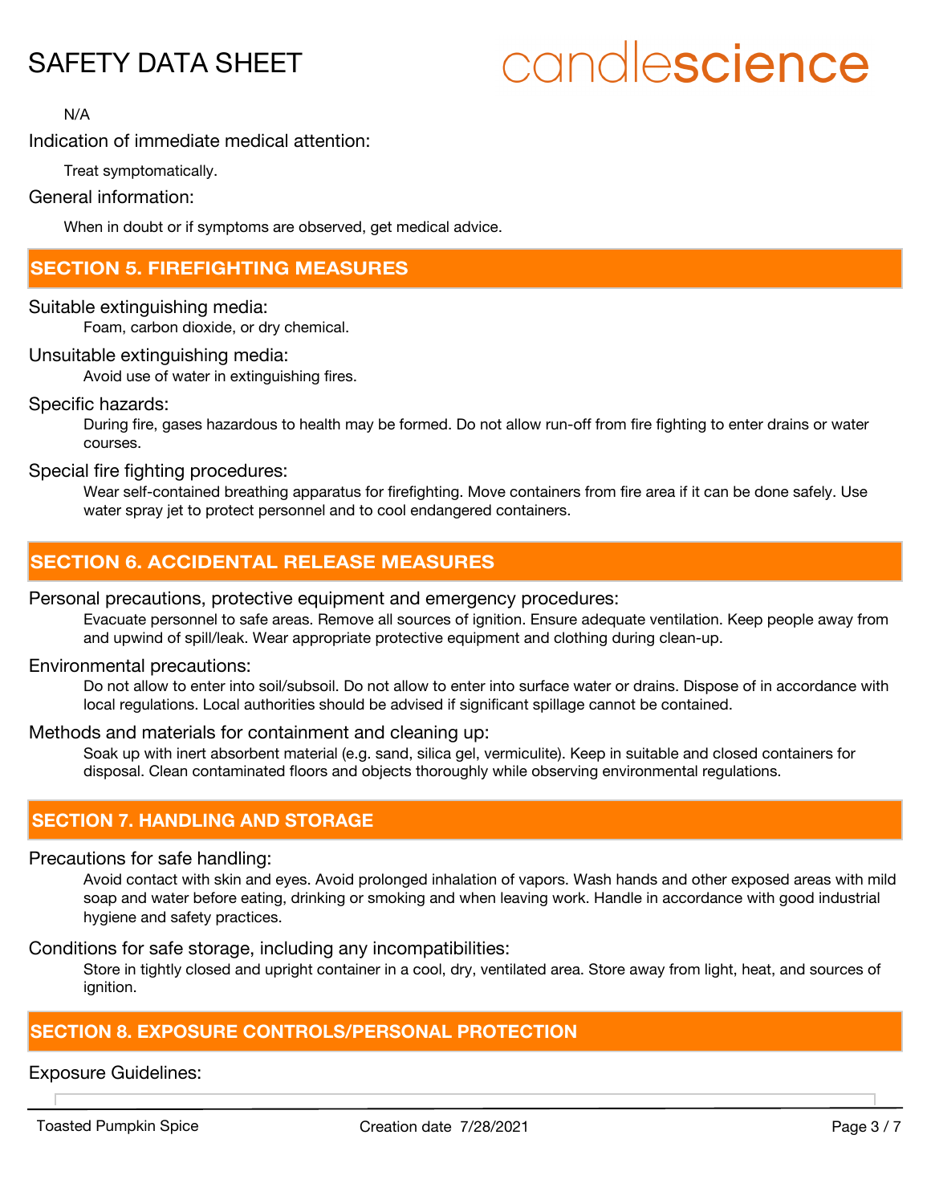N/A

Indication of immediate medical attention:

Treat symptomatically.

General information:

When in doubt or if symptoms are observed, get medical advice.

## SECTION 5. FIREFIGHTING MEASURES

Suitable extinguishing media:

Foam, carbon dioxide, or dry chemical.

Unsuitable extinguishing media:

Avoid use of water in extinguishing fires.

Specific hazards:

During fire, gases hazardous to health may be formed. Do not allow run-off from fire fighting to enter drains or water courses.

Special fire fighting procedures:

Wear self-contained breathing apparatus for firefighting. Move containers from fire area if it can be done safely. Use water spray jet to protect personnel and to cool endangered containers.

## SECTION 6. ACCIDENTAL RELEASE MEASURES

Personal precautions, protective equipment and emergency procedures:

Evacuate personnel to safe areas. Remove all sources of ignition. Ensure adequate ventilation. Keep people away from and upwind of spill/leak. Wear appropriate protective equipment and clothing during clean-up.

Environmental precautions:

Do not allow to enter into soil/subsoil. Do not allow to enter into surface water or drains. Dispose of in accordance with local regulations. Local authorities should be advised if significant spillage cannot be contained.

Methods and materials for containment and cleaning up:

Soak up with inert absorbent material (e.g. sand, silica gel, vermiculite). Keep in suitable and closed containers for disposal. Clean contaminated floors and objects thoroughly while observing environmental regulations.

## SECTION 7. HANDLING AND STORAGE

Precautions for safe handling:

Avoid contact with skin and eyes. Avoid prolonged inhalation of vapors. Wash hands and other exposed areas with mild soap and water before eating, drinking or smoking and when leaving work. Handle in accordance with good industrial hygiene and safety practices.

Conditions for safe storage, including any incompatibilities:

Store in tightly closed and upright container in a cool, dry, ventilated area. Store away from light, heat, and sources of ignition.

## SECTION 8. EXPOSURE CONTROLS/PERSONAL PROTECTION

Exposure Guidelines: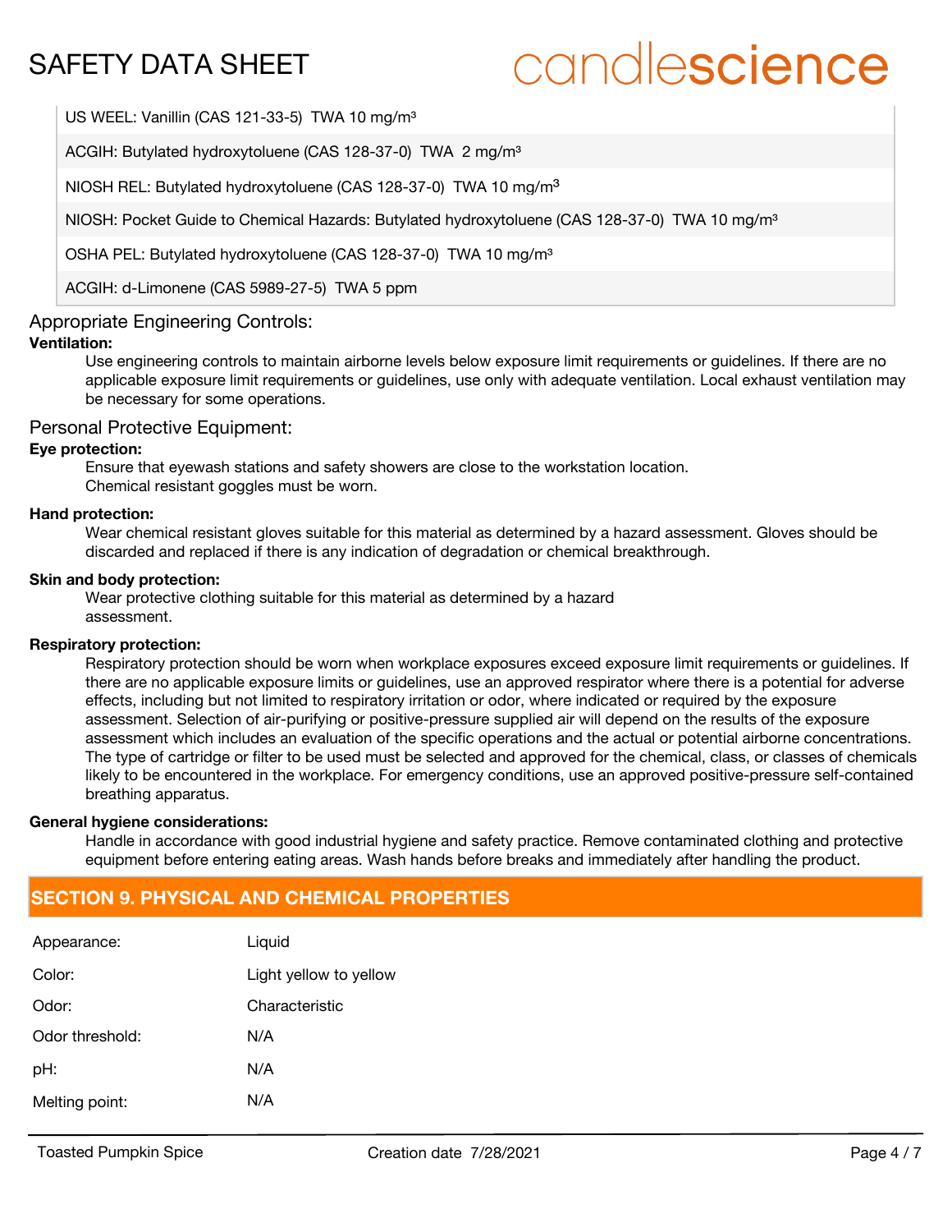| |
|---|
| US WEEL: Vanillin (CAS 121-33-5) TWA 10 mg/m³ |
| ACGIH: Butylated hydroxytoluene (CAS 128-37-0) TWA 2 mg/m³ |
| NIOSH REL: Butylated hydroxytoluene (CAS 128-37-0) TWA 10 mg/m³ |
| NIOSH: Pocket Guide to Chemical Hazards: Butylated hydroxytoluene (CAS 128-37-0) TWA 10 mg/m³ |
| OSHA PEL: Butylated hydroxytoluene (CAS 128-37-0) TWA 10 mg/m³ |
| ACGIH: d-Limonene (CAS 5989-27-5) TWA 5 ppm |

### Appropriate Engineering Controls:

**Ventilation:**

Use engineering controls to maintain airborne levels below exposure limit requirements or guidelines. If there are no applicable exposure limit requirements or guidelines, use only with adequate ventilation. Local exhaust ventilation may be necessary for some operations.

### Personal Protective Equipment:

**Eye protection:**

Ensure that eyewash stations and safety showers are close to the workstation location.
Chemical resistant goggles must be worn.

**Hand protection:**

Wear chemical resistant gloves suitable for this material as determined by a hazard assessment. Gloves should be discarded and replaced if there is any indication of degradation or chemical breakthrough.

**Skin and body protection:**

Wear protective clothing suitable for this material as determined by a hazard assessment.

**Respiratory protection:**

Respiratory protection should be worn when workplace exposures exceed exposure limit requirements or guidelines. If there are no applicable exposure limits or guidelines, use an approved respirator where there is a potential for adverse effects, including but not limited to respiratory irritation or odor, where indicated or required by the exposure assessment. Selection of air-purifying or positive-pressure supplied air will depend on the results of the exposure assessment which includes an evaluation of the specific operations and the actual or potential airborne concentrations. The type of cartridge or filter to be used must be selected and approved for the chemical, class, or classes of chemicals likely to be encountered in the workplace. For emergency conditions, use an approved positive-pressure self-contained breathing apparatus.

**General hygiene considerations:**

Handle in accordance with good industrial hygiene and safety practice. Remove contaminated clothing and protective equipment before entering eating areas. Wash hands before breaks and immediately after handling the product.

## SECTION 9. PHYSICAL AND CHEMICAL PROPERTIES

| | |
|---|---|
| Appearance: | Liquid |
| Color: | Light yellow to yellow |
| Odor: | Characteristic |
| Odor threshold: | N/A |
| pH: | N/A |
| Melting point: | N/A |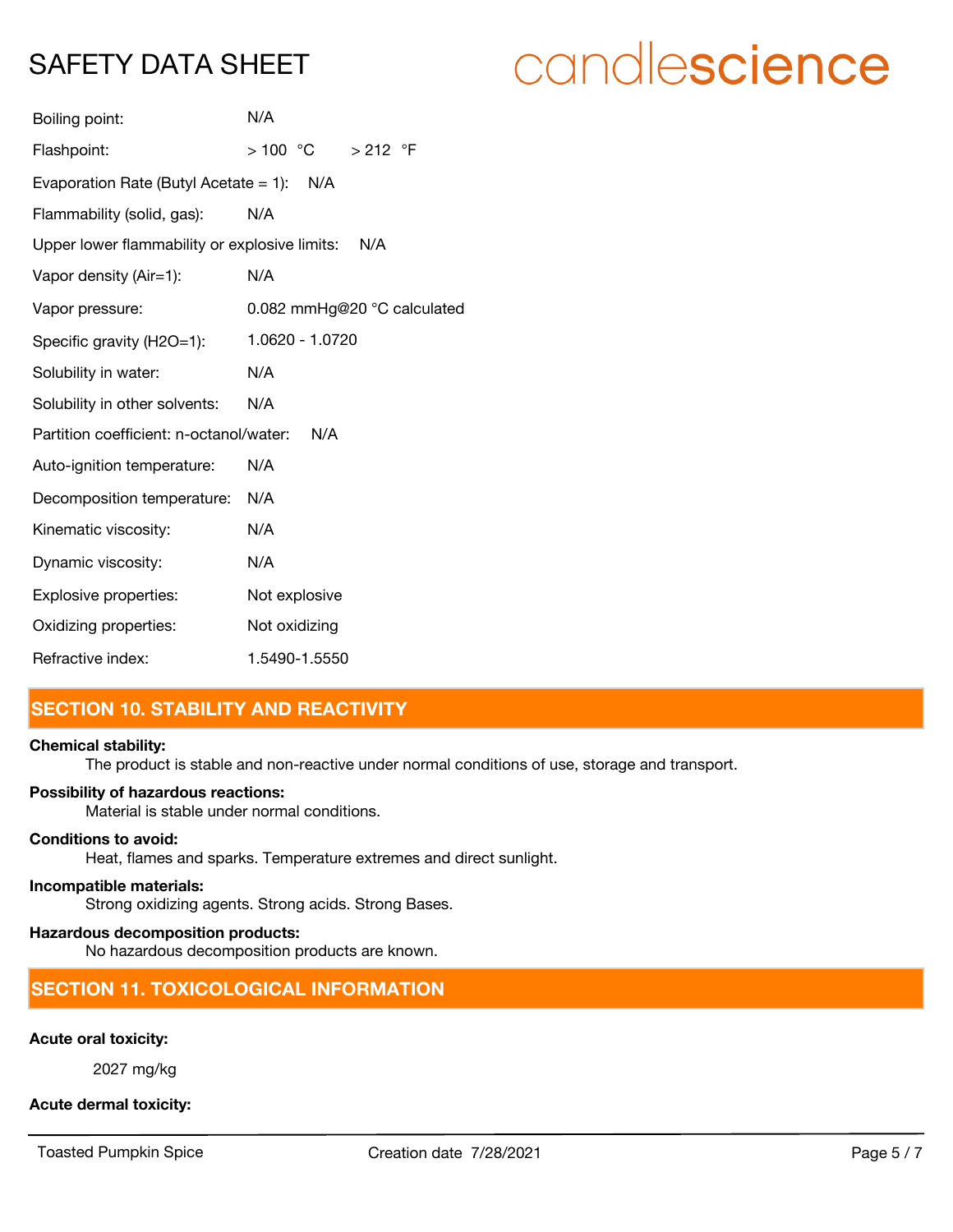| | |
|---|---|
| Boiling point: | N/A |
| Flashpoint: | > 100 °C    > 212 °F |
| Evaporation Rate (Butyl Acetate = 1): | N/A |
| Flammability (solid, gas): | N/A |
| Upper lower flammability or explosive limits: | N/A |
| Vapor density (Air=1): | N/A |
| Vapor pressure: | 0.082 mmHg@20 °C calculated |
| Specific gravity (H2O=1): | 1.0620 - 1.0720 |
| Solubility in water: | N/A |
| Solubility in other solvents: | N/A |
| Partition coefficient: n-octanol/water: | N/A |
| Auto-ignition temperature: | N/A |
| Decomposition temperature: | N/A |
| Kinematic viscosity: | N/A |
| Dynamic viscosity: | N/A |
| Explosive properties: | Not explosive |
| Oxidizing properties: | Not oxidizing |
| Refractive index: | 1.5490-1.5550 |

## SECTION 10. STABILITY AND REACTIVITY

**Chemical stability:**

The product is stable and non-reactive under normal conditions of use, storage and transport.

**Possibility of hazardous reactions:**

Material is stable under normal conditions.

**Conditions to avoid:**

Heat, flames and sparks. Temperature extremes and direct sunlight.

**Incompatible materials:**

Strong oxidizing agents. Strong acids. Strong Bases.

**Hazardous decomposition products:**

No hazardous decomposition products are known.

## SECTION 11. TOXICOLOGICAL INFORMATION

**Acute oral toxicity:**

2027 mg/kg

**Acute dermal toxicity:**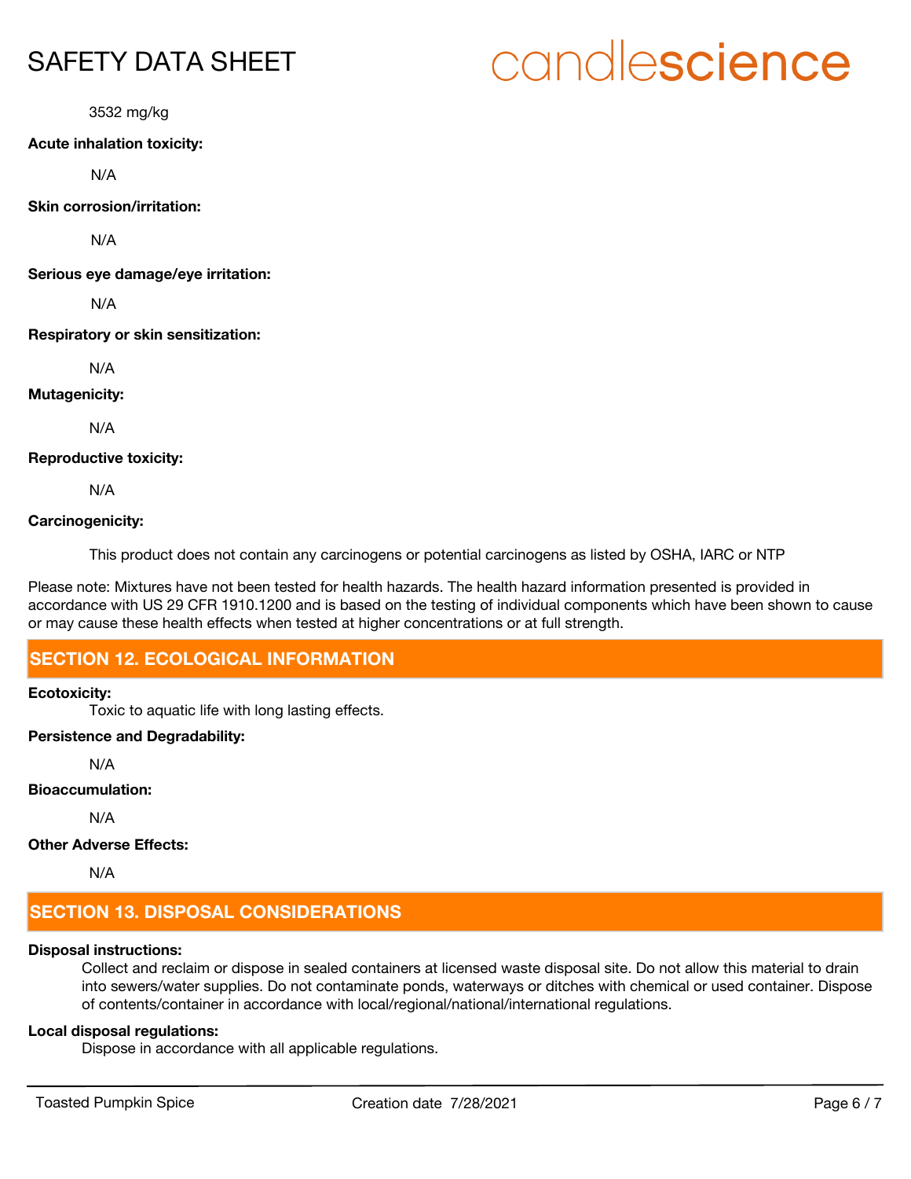3532 mg/kg

**Acute inhalation toxicity:**

N/A

**Skin corrosion/irritation:**

N/A

**Serious eye damage/eye irritation:**

N/A

**Respiratory or skin sensitization:**

N/A

**Mutagenicity:**

N/A

**Reproductive toxicity:**

N/A

**Carcinogenicity:**

This product does not contain any carcinogens or potential carcinogens as listed by OSHA, IARC or NTP

Please note: Mixtures have not been tested for health hazards. The health hazard information presented is provided in accordance with US 29 CFR 1910.1200 and is based on the testing of individual components which have been shown to cause or may cause these health effects when tested at higher concentrations or at full strength.

## SECTION 12. ECOLOGICAL INFORMATION

**Ecotoxicity:**

Toxic to aquatic life with long lasting effects.

**Persistence and Degradability:**

N/A

**Bioaccumulation:**

N/A

**Other Adverse Effects:**

N/A

## SECTION 13. DISPOSAL CONSIDERATIONS

**Disposal instructions:**

Collect and reclaim or dispose in sealed containers at licensed waste disposal site. Do not allow this material to drain into sewers/water supplies. Do not contaminate ponds, waterways or ditches with chemical or used container. Dispose of contents/container in accordance with local/regional/national/international regulations.

**Local disposal regulations:**

Dispose in accordance with all applicable regulations.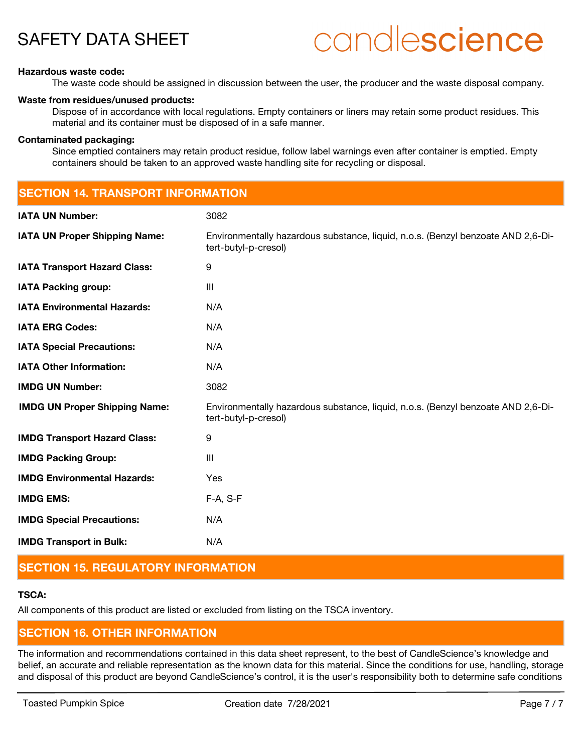**Hazardous waste code:**

The waste code should be assigned in discussion between the user, the producer and the waste disposal company.

**Waste from residues/unused products:**

Dispose of in accordance with local regulations. Empty containers or liners may retain some product residues. This material and its container must be disposed of in a safe manner.

**Contaminated packaging:**

Since emptied containers may retain product residue, follow label warnings even after container is emptied. Empty containers should be taken to an approved waste handling site for recycling or disposal.

## SECTION 14. TRANSPORT INFORMATION

| | |
|---|---|
| **IATA UN Number:** | 3082 |
| **IATA UN Proper Shipping Name:** | Environmentally hazardous substance, liquid, n.o.s. (Benzyl benzoate AND 2,6-Di-tert-butyl-p-cresol) |
| **IATA Transport Hazard Class:** | 9 |
| **IATA Packing group:** | III |
| **IATA Environmental Hazards:** | N/A |
| **IATA ERG Codes:** | N/A |
| **IATA Special Precautions:** | N/A |
| **IATA Other Information:** | N/A |
| **IMDG UN Number:** | 3082 |
| **IMDG UN Proper Shipping Name:** | Environmentally hazardous substance, liquid, n.o.s. (Benzyl benzoate AND 2,6-Di-tert-butyl-p-cresol) |
| **IMDG Transport Hazard Class:** | 9 |
| **IMDG Packing Group:** | III |
| **IMDG Environmental Hazards:** | Yes |
| **IMDG EMS:** | F-A, S-F |
| **IMDG Special Precautions:** | N/A |
| **IMDG Transport in Bulk:** | N/A |

## SECTION 15. REGULATORY INFORMATION

**TSCA:**

All components of this product are listed or excluded from listing on the TSCA inventory.

## SECTION 16. OTHER INFORMATION

The information and recommendations contained in this data sheet represent, to the best of CandleScience's knowledge and belief, an accurate and reliable representation as the known data for this material. Since the conditions for use, handling, storage and disposal of this product are beyond CandleScience's control, it is the user's responsibility both to determine safe conditions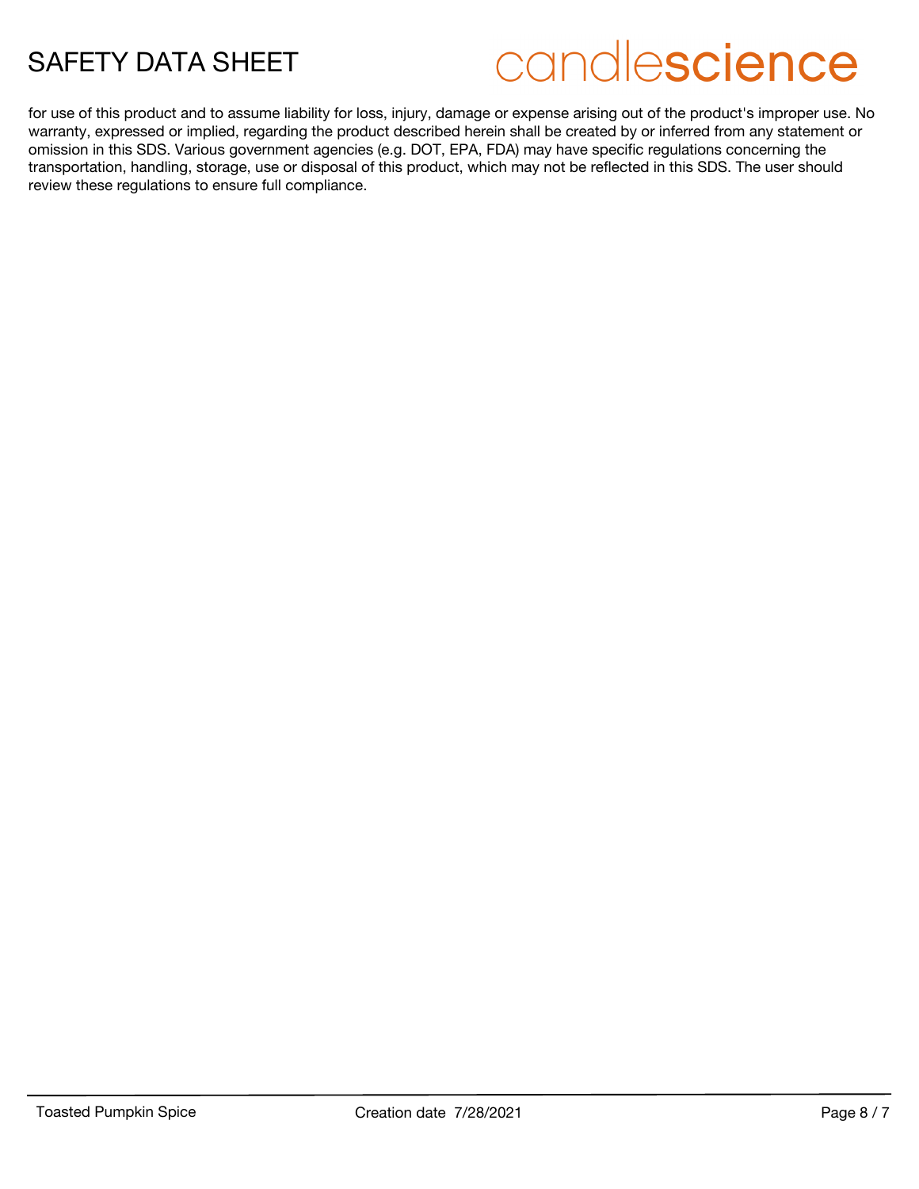for use of this product and to assume liability for loss, injury, damage or expense arising out of the product's improper use. No warranty, expressed or implied, regarding the product described herein shall be created by or inferred from any statement or omission in this SDS. Various government agencies (e.g. DOT, EPA, FDA) may have specific regulations concerning the transportation, handling, storage, use or disposal of this product, which may not be reflected in this SDS. The user should review these regulations to ensure full compliance.